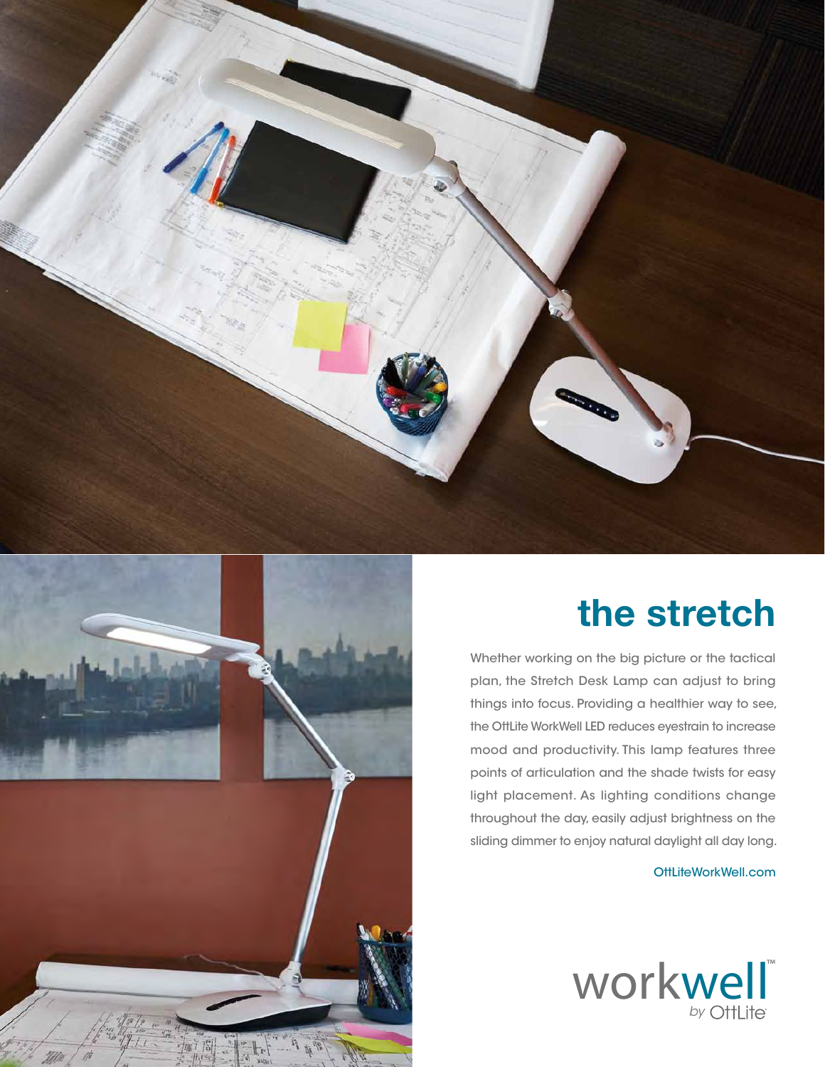# the stretch

Whether working on the big picture or the tactical plan, the Stretch Desk Lamp can adjust to bring things into focus. Providing a healthier way to see, the OttLite WorkWell LED reduces eyestrain to increase mood and productivity. This lamp features three points of articulation and the shade twists for easy light placement. As lighting conditions change throughout the day, easily adjust brightness on the sliding dimmer to enjoy natural daylight all day long.

OttLiteWorkWell.com

workwell™ *by* OttLite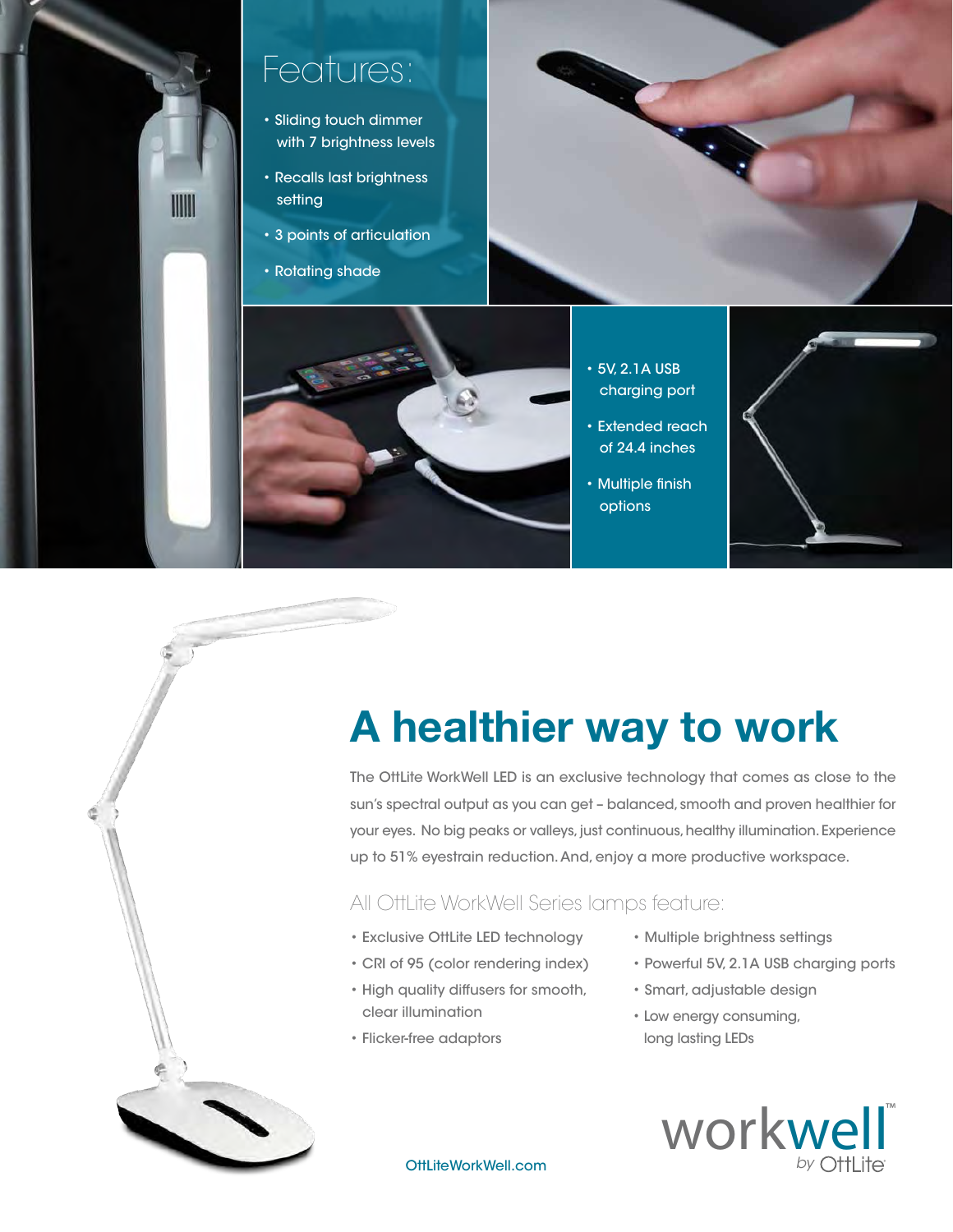## Features:

- Sliding touch dimmer with 7 brightness levels
- Recalls last brightness setting
- 3 points of articulation
- Rotating shade
- 5V, 2.1A USB charging port
- Extended reach of 24.4 inches
- Multiple finish options

# A healthier way to work

The OttLite WorkWell LED is an exclusive technology that comes as close to the sun's spectral output as you can get – balanced, smooth and proven healthier for your eyes. No big peaks or valleys, just continuous, healthy illumination. Experience up to 51% eyestrain reduction. And, enjoy a more productive workspace.

### All OttLite WorkWell Series lamps feature:

- Exclusive OttLite LED technology
- CRI of 95 (color rendering index)
- High quality diffusers for smooth, clear illumination
- Flicker-free adaptors
- Multiple brightness settings
- Powerful 5V, 2.1A USB charging ports
- Smart, adjustable design
- Low energy consuming, long lasting LEDs

OttLiteWorkWell.com

workwell™ by OttLite